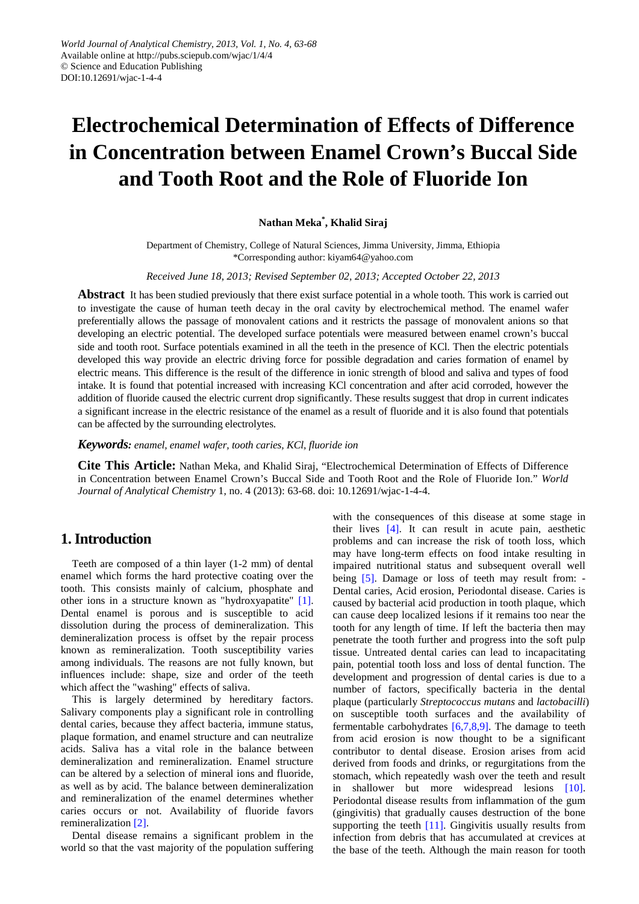# Electrochemical Determination of Effects of Difference in Concentration between Enamel Crown's Buccal Side and Tooth Root and the Role of Fluoride Ion

**Nathan Meka*, Khalid Siraj**

Department of Chemistry, College of Natural Sciences, Jimma University, Jimma, Ethiopia
*Corresponding author: kiyam64@yahoo.com

*Received June 18, 2013; Revised September 02, 2013; Accepted October 22, 2013*

**Abstract** It has been studied previously that there exist surface potential in a whole tooth. This work is carried out to investigate the cause of human teeth decay in the oral cavity by electrochemical method. The enamel wafer preferentially allows the passage of monovalent cations and it restricts the passage of monovalent anions so that developing an electric potential. The developed surface potentials were measured between enamel crown's buccal side and tooth root. Surface potentials examined in all the teeth in the presence of KCl. Then the electric potentials developed this way provide an electric driving force for possible degradation and caries formation of enamel by electric means. This difference is the result of the difference in ionic strength of blood and saliva and types of food intake. It is found that potential increased with increasing KCl concentration and after acid corroded, however the addition of fluoride caused the electric current drop significantly. These results suggest that drop in current indicates a significant increase in the electric resistance of the enamel as a result of fluoride and it is also found that potentials can be affected by the surrounding electrolytes.

***Keywords:*** *enamel, enamel wafer, tooth caries, KCl, fluoride ion*

**Cite This Article:** Nathan Meka, and Khalid Siraj, "Electrochemical Determination of Effects of Difference in Concentration between Enamel Crown's Buccal Side and Tooth Root and the Role of Fluoride Ion." *World Journal of Analytical Chemistry* 1, no. 4 (2013): 63-68. doi: 10.12691/wjac-1-4-4.

## 1. Introduction

Teeth are composed of a thin layer (1-2 mm) of dental enamel which forms the hard protective coating over the tooth. This consists mainly of calcium, phosphate and other ions in a structure known as "hydroxyapatite" [1]. Dental enamel is porous and is susceptible to acid dissolution during the process of demineralization. This demineralization process is offset by the repair process known as remineralization. Tooth susceptibility varies among individuals. The reasons are not fully known, but influences include: shape, size and order of the teeth which affect the "washing" effects of saliva.

This is largely determined by hereditary factors. Salivary components play a significant role in controlling dental caries, because they affect bacteria, immune status, plaque formation, and enamel structure and can neutralize acids. Saliva has a vital role in the balance between demineralization and remineralization. Enamel structure can be altered by a selection of mineral ions and fluoride, as well as by acid. The balance between demineralization and remineralization of the enamel determines whether caries occurs or not. Availability of fluoride favors remineralization [2].

Dental disease remains a significant problem in the world so that the vast majority of the population suffering with the consequences of this disease at some stage in their lives [4]. It can result in acute pain, aesthetic problems and can increase the risk of tooth loss, which may have long-term effects on food intake resulting in impaired nutritional status and subsequent overall well being [5]. Damage or loss of teeth may result from: - Dental caries, Acid erosion, Periodontal disease. Caries is caused by bacterial acid production in tooth plaque, which can cause deep localized lesions if it remains too near the tooth for any length of time. If left the bacteria then may penetrate the tooth further and progress into the soft pulp tissue. Untreated dental caries can lead to incapacitating pain, potential tooth loss and loss of dental function. The development and progression of dental caries is due to a number of factors, specifically bacteria in the dental plaque (particularly *Streptococcus mutans* and *lactobacilli*) on susceptible tooth surfaces and the availability of fermentable carbohydrates [6,7,8,9]. The damage to teeth from acid erosion is now thought to be a significant contributor to dental disease. Erosion arises from acid derived from foods and drinks, or regurgitations from the stomach, which repeatedly wash over the teeth and result in shallower but more widespread lesions [10]. Periodontal disease results from inflammation of the gum (gingivitis) that gradually causes destruction of the bone supporting the teeth [11]. Gingivitis usually results from infection from debris that has accumulated at crevices at the base of the teeth. Although the main reason for tooth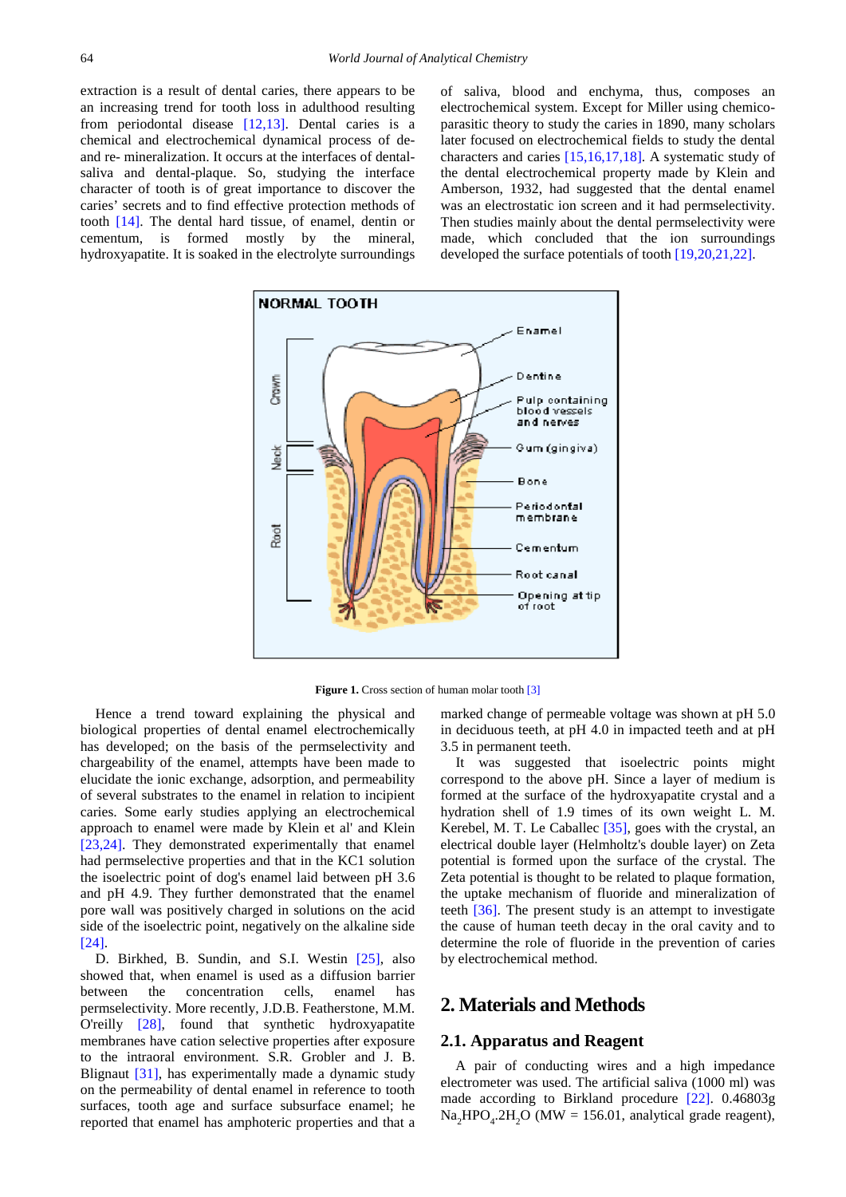extraction is a result of dental caries, there appears to be an increasing trend for tooth loss in adulthood resulting from periodontal disease [12,13]. Dental caries is a chemical and electrochemical dynamical process of de- and re- mineralization. It occurs at the interfaces of dental-saliva and dental-plaque. So, studying the interface character of tooth is of great importance to discover the caries' secrets and to find effective protection methods of tooth [14]. The dental hard tissue, of enamel, dentin or cementum, is formed mostly by the mineral, hydroxyapatite. It is soaked in the electrolyte surroundings of saliva, blood and enchyma, thus, composes an electrochemical system. Except for Miller using chemico-parasitic theory to study the caries in 1890, many scholars later focused on electrochemical fields to study the dental characters and caries [15,16,17,18]. A systematic study of the dental electrochemical property made by Klein and Amberson, 1932, had suggested that the dental enamel was an electrostatic ion screen and it had permselectivity. Then studies mainly about the dental permselectivity were made, which concluded that the ion surroundings developed the surface potentials of tooth [19,20,21,22].

**Figure 1.** Cross section of human molar tooth [3]

Hence a trend toward explaining the physical and biological properties of dental enamel electrochemically has developed; on the basis of the permselectivity and chargeability of the enamel, attempts have been made to elucidate the ionic exchange, adsorption, and permeability of several substrates to the enamel in relation to incipient caries. Some early studies applying an electrochemical approach to enamel were made by Klein et al' and Klein [23,24]. They demonstrated experimentally that enamel had permselective properties and that in the KC1 solution the isoelectric point of dog's enamel laid between pH 3.6 and pH 4.9. They further demonstrated that the enamel pore wall was positively charged in solutions on the acid side of the isoelectric point, negatively on the alkaline side [24].

D. Birkhed, B. Sundin, and S.I. Westin [25], also showed that, when enamel is used as a diffusion barrier between the concentration cells, enamel has permselectivity. More recently, J.D.B. Featherstone, M.M. O'reilly [28], found that synthetic hydroxyapatite membranes have cation selective properties after exposure to the intraoral environment. S.R. Grobler and J. B. Blignaut [31], has experimentally made a dynamic study on the permeability of dental enamel in reference to tooth surfaces, tooth age and surface subsurface enamel; he reported that enamel has amphoteric properties and that a marked change of permeable voltage was shown at pH 5.0 in deciduous teeth, at pH 4.0 in impacted teeth and at pH 3.5 in permanent teeth.

It was suggested that isoelectric points might correspond to the above pH. Since a layer of medium is formed at the surface of the hydroxyapatite crystal and a hydration shell of 1.9 times of its own weight L. M. Kerebel, M. T. Le Caballec [35], goes with the crystal, an electrical double layer (Helmholtz's double layer) on Zeta potential is formed upon the surface of the crystal. The Zeta potential is thought to be related to plaque formation, the uptake mechanism of fluoride and mineralization of teeth [36]. The present study is an attempt to investigate the cause of human teeth decay in the oral cavity and to determine the role of fluoride in the prevention of caries by electrochemical method.

## 2. Materials and Methods

### 2.1. Apparatus and Reagent

A pair of conducting wires and a high impedance electrometer was used. The artificial saliva (1000 ml) was made according to Birkland procedure [22]. 0.46803g $Na_2HPO_4.2H_2O$ (MW = 156.01, analytical grade reagent),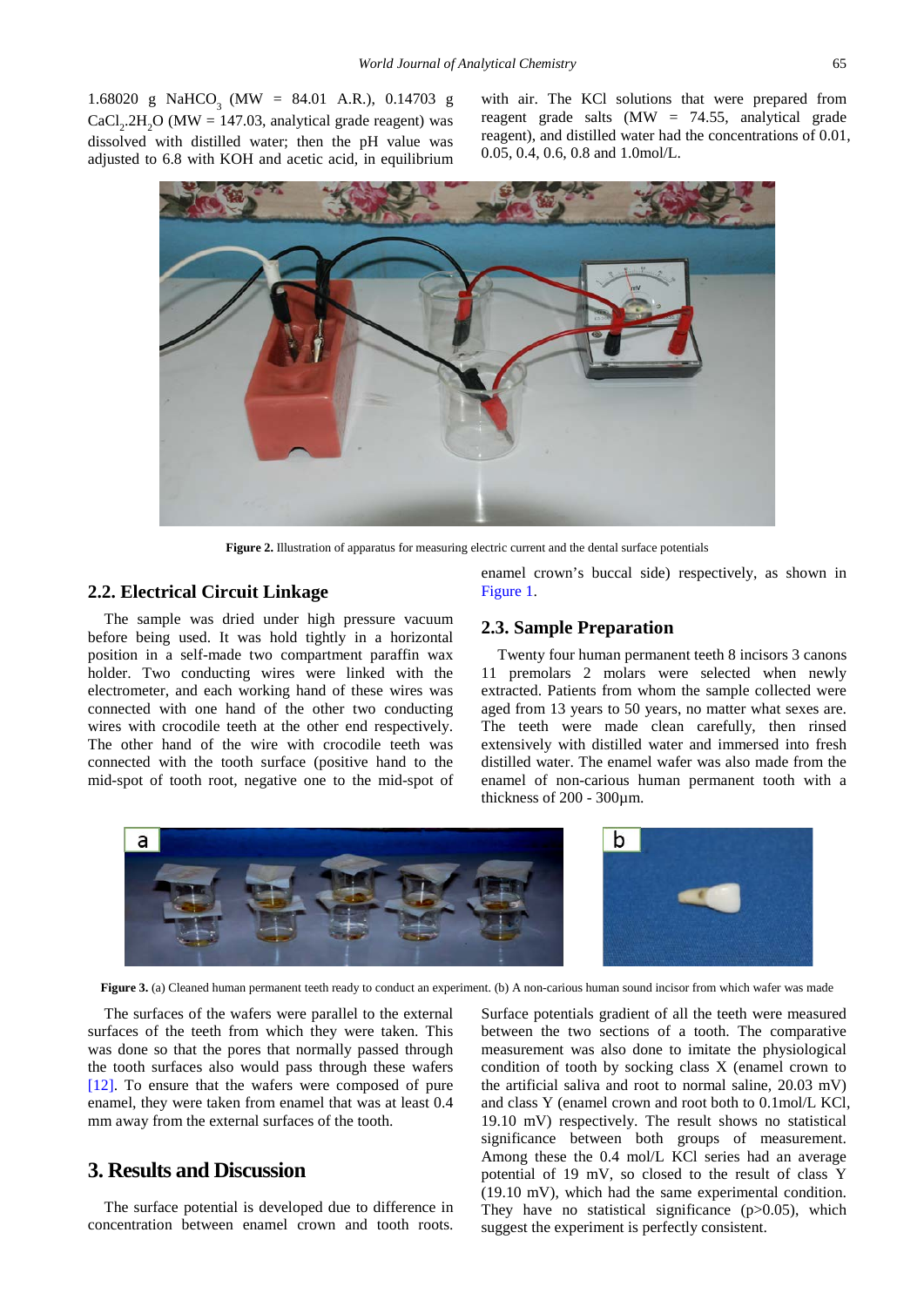1.68020 g $NaHCO_3$ (MW = 84.01 A.R.), 0.14703 g $CaCl_2.2H_2O$ (MW = 147.03, analytical grade reagent) was dissolved with distilled water; then the pH value was adjusted to 6.8 with KOH and acetic acid, in equilibrium with air. The KCl solutions that were prepared from reagent grade salts (MW = 74.55, analytical grade reagent), and distilled water had the concentrations of 0.01, 0.05, 0.4, 0.6, 0.8 and 1.0mol/L.

**Figure 2.** Illustration of apparatus for measuring electric current and the dental surface potentials

## 2.2. Electrical Circuit Linkage

The sample was dried under high pressure vacuum before being used. It was hold tightly in a horizontal position in a self-made two compartment paraffin wax holder. Two conducting wires were linked with the electrometer, and each working hand of these wires was connected with one hand of the other two conducting wires with crocodile teeth at the other end respectively. The other hand of the wire with crocodile teeth was connected with the tooth surface (positive hand to the mid-spot of tooth root, negative one to the mid-spot of enamel crown's buccal side) respectively, as shown in Figure 1.

## 2.3. Sample Preparation

Twenty four human permanent teeth 8 incisors 3 canons 11 premolars 2 molars were selected when newly extracted. Patients from whom the sample collected were aged from 13 years to 50 years, no matter what sexes are. The teeth were made clean carefully, then rinsed extensively with distilled water and immersed into fresh distilled water. The enamel wafer was also made from the enamel of non-carious human permanent tooth with a thickness of 200 - 300µm.

**Figure 3.** (a) Cleaned human permanent teeth ready to conduct an experiment. (b) A non-carious human sound incisor from which wafer was made

The surfaces of the wafers were parallel to the external surfaces of the teeth from which they were taken. This was done so that the pores that normally passed through the tooth surfaces also would pass through these wafers [12]. To ensure that the wafers were composed of pure enamel, they were taken from enamel that was at least 0.4 mm away from the external surfaces of the tooth.

# 3. Results and Discussion

The surface potential is developed due to difference in concentration between enamel crown and tooth roots. Surface potentials gradient of all the teeth were measured between the two sections of a tooth. The comparative measurement was also done to imitate the physiological condition of tooth by socking class X (enamel crown to the artificial saliva and root to normal saline, 20.03 mV) and class Y (enamel crown and root both to 0.1mol/L KCl, 19.10 mV) respectively. The result shows no statistical significance between both groups of measurement. Among these the 0.4 mol/L KCl series had an average potential of 19 mV, so closed to the result of class Y (19.10 mV), which had the same experimental condition. They have no statistical significance ($p>0.05$), which suggest the experiment is perfectly consistent.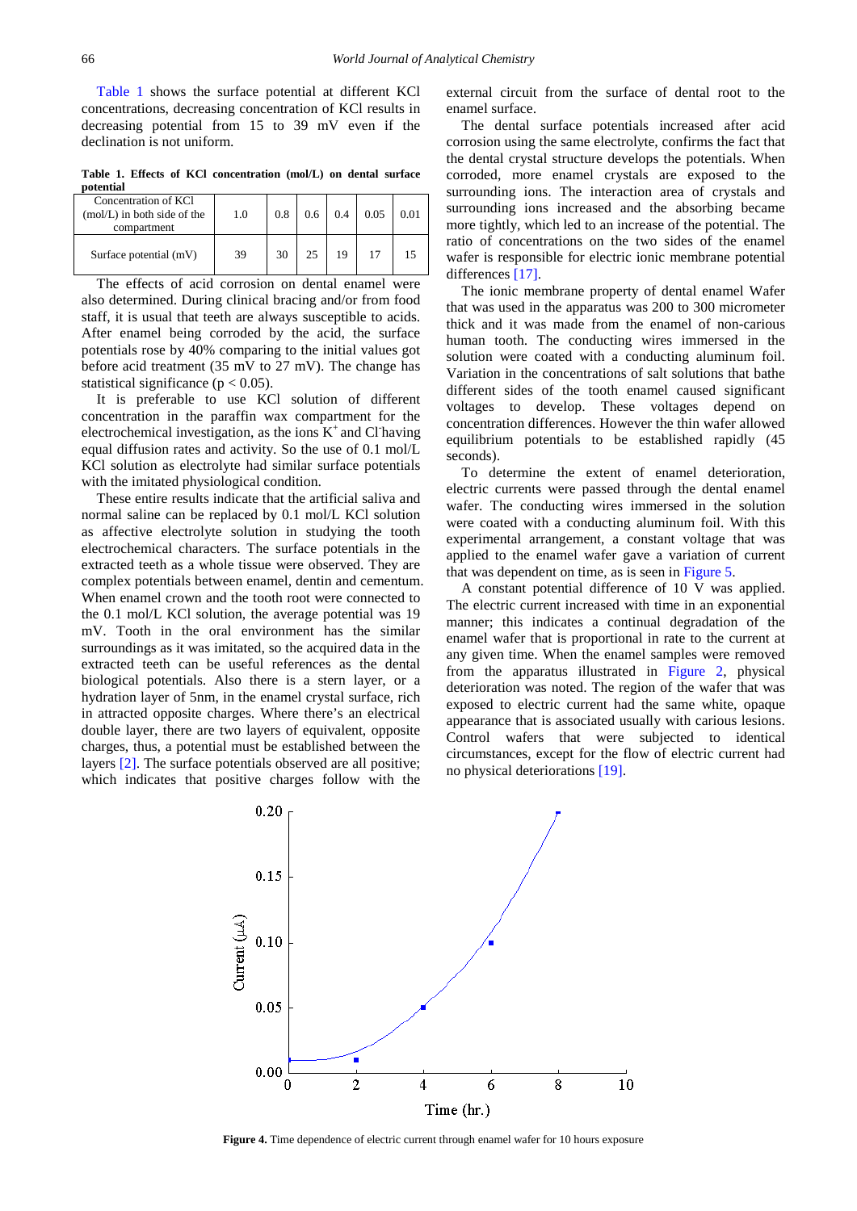Table 1 shows the surface potential at different KCl concentrations, decreasing concentration of KCl results in decreasing potential from 15 to 39 mV even if the declination is not uniform.

**Table 1. Effects of KCl concentration (mol/L) on dental surface potential**

| Concentration of KCl (mol/L) in both side of the compartment | 1.0 | 0.8 | 0.6 | 0.4 | 0.05 | 0.01 |
|---|---|---|---|---|---|---|
| Surface potential (mV) | 39 | 30 | 25 | 19 | 17 | 15 |

The effects of acid corrosion on dental enamel were also determined. During clinical bracing and/or from food staff, it is usual that teeth are always susceptible to acids. After enamel being corroded by the acid, the surface potentials rose by 40% comparing to the initial values got before acid treatment (35 mV to 27 mV). The change has statistical significance ($p < 0.05$).

It is preferable to use KCl solution of different concentration in the paraffin wax compartment for the electrochemical investigation, as the ions $K^+$ and $Cl^-$ having equal diffusion rates and activity. So the use of 0.1 mol/L KCl solution as electrolyte had similar surface potentials with the imitated physiological condition.

These entire results indicate that the artificial saliva and normal saline can be replaced by 0.1 mol/L KCl solution as affective electrolyte solution in studying the tooth electrochemical characters. The surface potentials in the extracted teeth as a whole tissue were observed. They are complex potentials between enamel, dentin and cementum. When enamel crown and the tooth root were connected to the 0.1 mol/L KCl solution, the average potential was 19 mV. Tooth in the oral environment has the similar surroundings as it was imitated, so the acquired data in the extracted teeth can be useful references as the dental biological potentials. Also there is a stern layer, or a hydration layer of 5nm, in the enamel crystal surface, rich in attracted opposite charges. Where there's an electrical double layer, there are two layers of equivalent, opposite charges, thus, a potential must be established between the layers [2]. The surface potentials observed are all positive; which indicates that positive charges follow with the external circuit from the surface of dental root to the enamel surface.

The dental surface potentials increased after acid corrosion using the same electrolyte, confirms the fact that the dental crystal structure develops the potentials. When corroded, more enamel crystals are exposed to the surrounding ions. The interaction area of crystals and surrounding ions increased and the absorbing became more tightly, which led to an increase of the potential. The ratio of concentrations on the two sides of the enamel wafer is responsible for electric ionic membrane potential differences [17].

The ionic membrane property of dental enamel Wafer that was used in the apparatus was 200 to 300 micrometer thick and it was made from the enamel of non-carious human tooth. The conducting wires immersed in the solution were coated with a conducting aluminum foil. Variation in the concentrations of salt solutions that bathe different sides of the tooth enamel caused significant voltages to develop. These voltages depend on concentration differences. However the thin wafer allowed equilibrium potentials to be established rapidly (45 seconds).

To determine the extent of enamel deterioration, electric currents were passed through the dental enamel wafer. The conducting wires immersed in the solution were coated with a conducting aluminum foil. With this experimental arrangement, a constant voltage that was applied to the enamel wafer gave a variation of current that was dependent on time, as is seen in Figure 5.

A constant potential difference of 10 V was applied. The electric current increased with time in an exponential manner; this indicates a continual degradation of the enamel wafer that is proportional in rate to the current at any given time. When the enamel samples were removed from the apparatus illustrated in Figure 2, physical deterioration was noted. The region of the wafer that was exposed to electric current had the same white, opaque appearance that is associated usually with carious lesions. Control wafers that were subjected to identical circumstances, except for the flow of electric current had no physical deteriorations [19].

**Figure 4.** Time dependence of electric current through enamel wafer for 10 hours exposure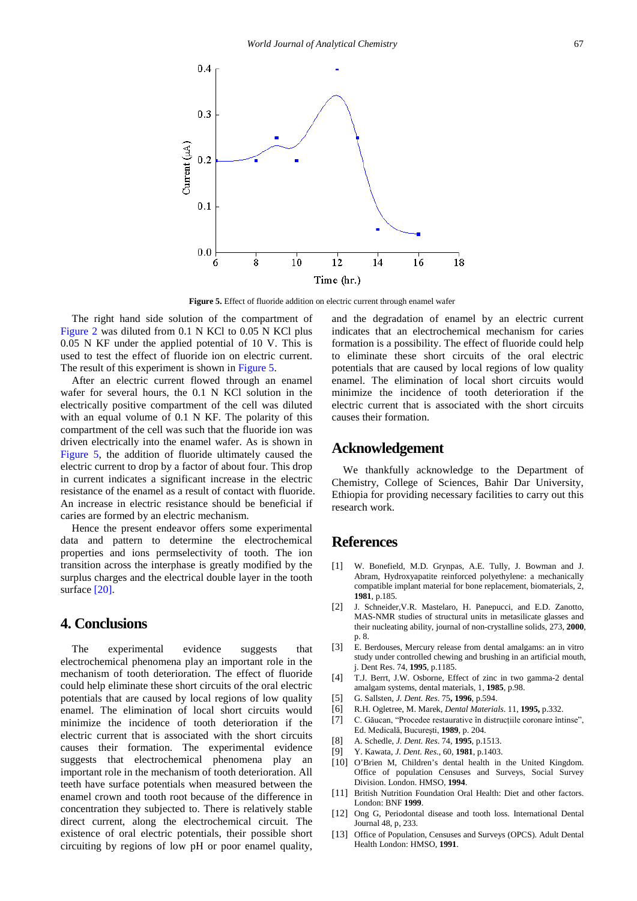**Figure 5.** Effect of fluoride addition on electric current through enamel wafer

The right hand side solution of the compartment of Figure 2 was diluted from 0.1 N KCl to 0.05 N KCl plus 0.05 N KF under the applied potential of 10 V. This is used to test the effect of fluoride ion on electric current. The result of this experiment is shown in Figure 5.

After an electric current flowed through an enamel wafer for several hours, the 0.1 N KCl solution in the electrically positive compartment of the cell was diluted with an equal volume of 0.1 N KF. The polarity of this compartment of the cell was such that the fluoride ion was driven electrically into the enamel wafer. As is shown in Figure 5, the addition of fluoride ultimately caused the electric current to drop by a factor of about four. This drop in current indicates a significant increase in the electric resistance of the enamel as a result of contact with fluoride. An increase in electric resistance should be beneficial if caries are formed by an electric mechanism.

Hence the present endeavor offers some experimental data and pattern to determine the electrochemical properties and ions permselectivity of tooth. The ion transition across the interphase is greatly modified by the surplus charges and the electrical double layer in the tooth surface [20].

## 4. Conclusions

The experimental evidence suggests that electrochemical phenomena play an important role in the mechanism of tooth deterioration. The effect of fluoride could help eliminate these short circuits of the oral electric potentials that are caused by local regions of low quality enamel. The elimination of local short circuits would minimize the incidence of tooth deterioration if the electric current that is associated with the short circuits causes their formation. The experimental evidence suggests that electrochemical phenomena play an important role in the mechanism of tooth deterioration. All teeth have surface potentials when measured between the enamel crown and tooth root because of the difference in concentration they subjected to. There is relatively stable direct current, along the electrochemical circuit. The existence of oral electric potentials, their possible short circuiting by regions of low pH or poor enamel quality, and the degradation of enamel by an electric current indicates that an electrochemical mechanism for caries formation is a possibility. The effect of fluoride could help to eliminate these short circuits of the oral electric potentials that are caused by local regions of low quality enamel. The elimination of local short circuits would minimize the incidence of tooth deterioration if the electric current that is associated with the short circuits causes their formation.

## Acknowledgement

We thankfully acknowledge to the Department of Chemistry, College of Sciences, Bahir Dar University, Ethiopia for providing necessary facilities to carry out this research work.

## References

[1] W. Bonefield, M.D. Grynpas, A.E. Tully, J. Bowman and J. Abram, Hydroxyapatite reinforced polyethylene: a mechanically compatible implant material for bone replacement, biomaterials, 2, **1981**, p.185.

[2] J. Schneider,V.R. Mastelaro, H. Panepucci, and E.D. Zanotto, MAS-NMR studies of structural units in metasilicate glasses and their nucleating ability, journal of non-crystalline solids, 273, **2000**, p. 8.

[3] E. Berdouses, Mercury release from dental amalgams: an in vitro study under controlled chewing and brushing in an artificial mouth, j. Dent Res. 74, **1995**, p.1185.

[4] T.J. Berrt, J.W. Osborne, Effect of zinc in two gamma-2 dental amalgam systems, dental materials, 1, **1985**, p.98.

[5] G. Sallsten, *J. Dent. Res*. 75**, 1996**, p.594.

[6] R.H. Ogletree, M. Marek, *Dental Materials*. 11, **1995,** p.332.

[7] C. Găucan, "Procedee restaurative în distrucțiile coronare întinse", Ed. Medicală, București, **1989**, p. 204.

[8] A. Schedle, *J. Dent. Res*. 74, **1995**, p.1513.

[9] Y. Kawata, *J. Dent. Res*., 60, **1981**, p.1403.

[10] O'Brien M, Children's dental health in the United Kingdom. Office of population Censuses and Surveys, Social Survey Division. London. HMSO, **1994**.

[11] British Nutrition Foundation Oral Health: Diet and other factors. London: BNF **1999**.

[12] Ong G, Periodontal disease and tooth loss. International Dental Journal 48, p, 233.

[13] Office of Population, Censuses and Surveys (OPCS). Adult Dental Health London: HMSO, **1991**.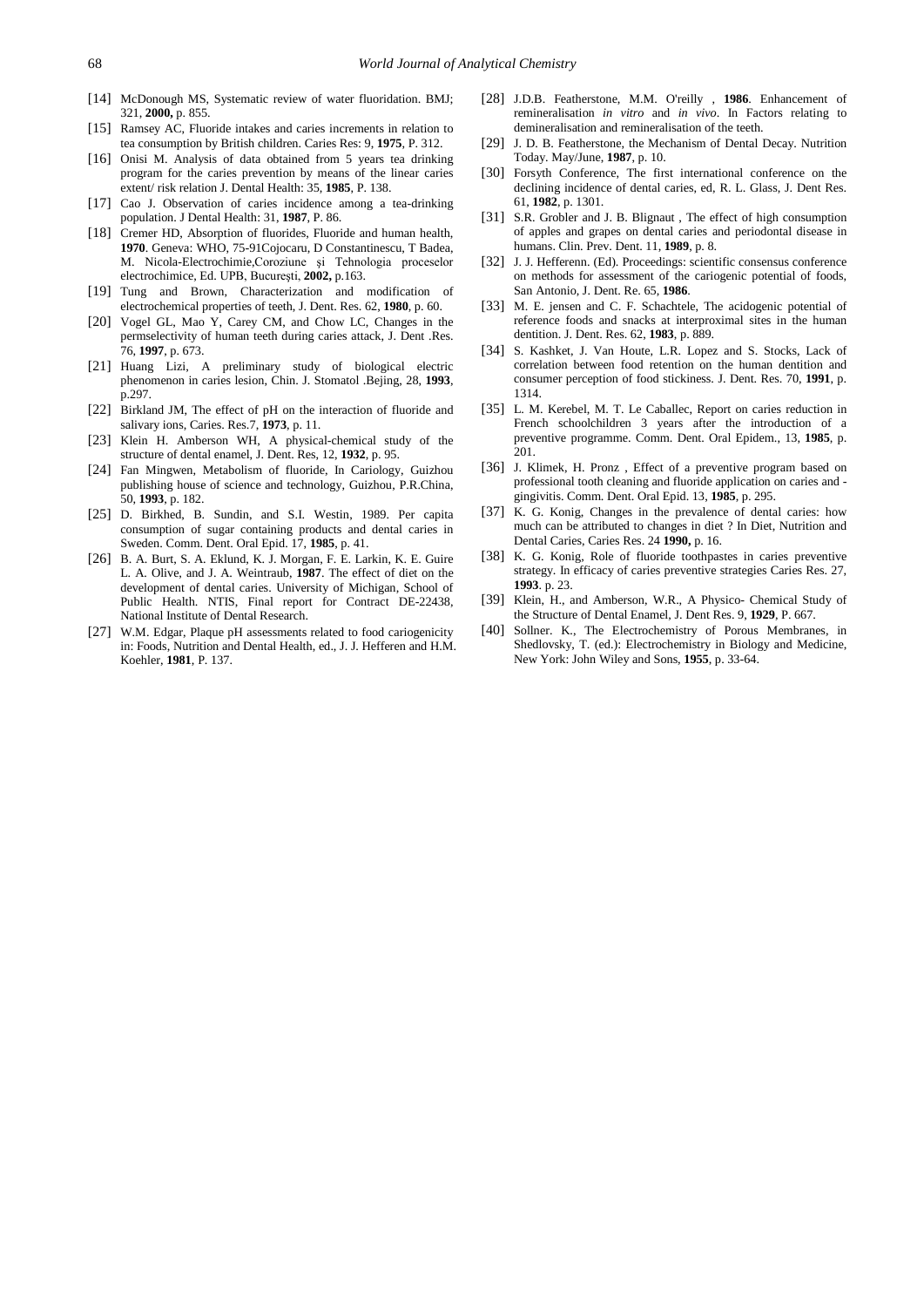[14] McDonough MS, Systematic review of water fluoridation. BMJ; 321, **2000,** p. 855.

[15] Ramsey AC, Fluoride intakes and caries increments in relation to tea consumption by British children. Caries Res: 9, **1975**, P. 312.

[16] Onisi M. Analysis of data obtained from 5 years tea drinking program for the caries prevention by means of the linear caries extent/ risk relation J. Dental Health: 35, **1985**, P. 138.

[17] Cao J. Observation of caries incidence among a tea-drinking population. J Dental Health: 31, **1987**, P. 86.

[18] Cremer HD, Absorption of fluorides, Fluoride and human health, **1970**. Geneva: WHO, 75-91Cojocaru, D Constantinescu, T Badea, M. Nicola-Electrochimie,Coroziune și Tehnologia proceselor electrochimice, Ed. UPB, București, **2002,** p.163.

[19] Tung and Brown, Characterization and modification of electrochemical properties of teeth, J. Dent. Res. 62, **1980**, p. 60.

[20] Vogel GL, Mao Y, Carey CM, and Chow LC, Changes in the permselectivity of human teeth during caries attack, J. Dent .Res. 76, **1997**, p. 673.

[21] Huang Lizi, A preliminary study of biological electric phenomenon in caries lesion, Chin. J. Stomatol .Bejing, 28, **1993**, p.297.

[22] Birkland JM, The effect of pH on the interaction of fluoride and salivary ions, Caries. Res.7, **1973**, p. 11.

[23] Klein H. Amberson WH, A physical-chemical study of the structure of dental enamel, J. Dent. Res, 12, **1932**, p. 95.

[24] Fan Mingwen, Metabolism of fluoride, In Cariology, Guizhou publishing house of science and technology, Guizhou, P.R.China, 50, **1993**, p. 182.

[25] D. Birkhed, B. Sundin, and S.I. Westin, 1989. Per capita consumption of sugar containing products and dental caries in Sweden. Comm. Dent. Oral Epid. 17, **1985**, p. 41.

[26] B. A. Burt, S. A. Eklund, K. J. Morgan, F. E. Larkin, K. E. Guire L. A. Olive, and J. A. Weintraub, **1987**. The effect of diet on the development of dental caries. University of Michigan, School of Public Health. NTIS, Final report for Contract DE-22438, National Institute of Dental Research.

[27] W.M. Edgar, Plaque pH assessments related to food cariogenicity in: Foods, Nutrition and Dental Health, ed., J. J. Hefferen and H.M. Koehler, **1981**, P. 137.

[28] J.D.B. Featherstone, M.M. O'reilly , **1986**. Enhancement of remineralisation *in vitro* and *in vivo*. In Factors relating to demineralisation and remineralisation of the teeth.

[29] J. D. B. Featherstone, the Mechanism of Dental Decay. Nutrition Today. May/June, **1987**, p. 10.

[30] Forsyth Conference, The first international conference on the declining incidence of dental caries, ed, R. L. Glass, J. Dent Res. 61, **1982**, p. 1301.

[31] S.R. Grobler and J. B. Blignaut , The effect of high consumption of apples and grapes on dental caries and periodontal disease in humans. Clin. Prev. Dent. 11, **1989**, p. 8.

[32] J. J. Hefferenn. (Ed). Proceedings: scientific consensus conference on methods for assessment of the cariogenic potential of foods, San Antonio, J. Dent. Re. 65, **1986**.

[33] M. E. jensen and C. F. Schachtele, The acidogenic potential of reference foods and snacks at interproximal sites in the human dentition. J. Dent. Res. 62, **1983**, p. 889.

[34] S. Kashket, J. Van Houte, L.R. Lopez and S. Stocks, Lack of correlation between food retention on the human dentition and consumer perception of food stickiness. J. Dent. Res. 70, **1991**, p. 1314.

[35] L. M. Kerebel, M. T. Le Caballec, Report on caries reduction in French schoolchildren 3 years after the introduction of a preventive programme. Comm. Dent. Oral Epidem., 13, **1985**, p. 201.

[36] J. Klimek, H. Pronz , Effect of a preventive program based on professional tooth cleaning and fluoride application on caries and -gingivitis. Comm. Dent. Oral Epid. 13, **1985**, p. 295.

[37] K. G. Konig, Changes in the prevalence of dental caries: how much can be attributed to changes in diet ? In Diet, Nutrition and Dental Caries, Caries Res. 24 **1990,** p. 16.

[38] K. G. Konig, Role of fluoride toothpastes in caries preventive strategy. In efficacy of caries preventive strategies Caries Res. 27, **1993**. p. 23.

[39] Klein, H., and Amberson, W.R., A Physico- Chemical Study of the Structure of Dental Enamel, J. Dent Res. 9, **1929**, P. 667.

[40] Sollner. K., The Electrochemistry of Porous Membranes, in Shedlovsky, T. (ed.): Electrochemistry in Biology and Medicine, New York: John Wiley and Sons, **1955**, p. 33-64.